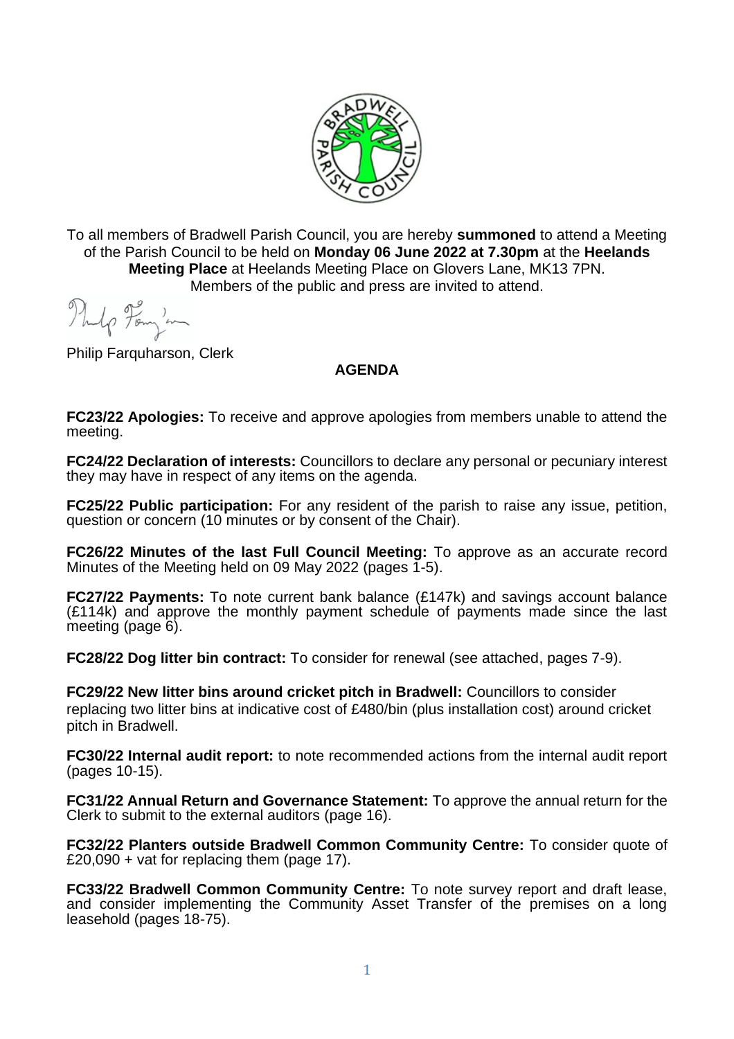To all members of Bradwell Parish Council, you are hereby **summoned** to attend a Meeting of the Parish Council to be held on **Monday 06 June 2022 at 7.30pm** at the **Heelands Meeting Place** at Heelands Meeting Place on Glovers Lane, MK13 7PN.
Members of the public and press are invited to attend.

Philip Farquharson, Clerk

## AGENDA

**FC23/22 Apologies:** To receive and approve apologies from members unable to attend the meeting.

**FC24/22 Declaration of interests:** Councillors to declare any personal or pecuniary interest they may have in respect of any items on the agenda.

**FC25/22 Public participation:** For any resident of the parish to raise any issue, petition, question or concern (10 minutes or by consent of the Chair).

**FC26/22 Minutes of the last Full Council Meeting:** To approve as an accurate record Minutes of the Meeting held on 09 May 2022 (pages 1-5).

**FC27/22 Payments:** To note current bank balance (£147k) and savings account balance (£114k) and approve the monthly payment schedule of payments made since the last meeting (page 6).

**FC28/22 Dog litter bin contract:** To consider for renewal (see attached, pages 7-9).

**FC29/22 New litter bins around cricket pitch in Bradwell:** Councillors to consider replacing two litter bins at indicative cost of £480/bin (plus installation cost) around cricket pitch in Bradwell.

**FC30/22 Internal audit report:** to note recommended actions from the internal audit report (pages 10-15).

**FC31/22 Annual Return and Governance Statement:** To approve the annual return for the Clerk to submit to the external auditors (page 16).

**FC32/22 Planters outside Bradwell Common Community Centre:** To consider quote of £20,090 + vat for replacing them (page 17).

**FC33/22 Bradwell Common Community Centre:** To note survey report and draft lease, and consider implementing the Community Asset Transfer of the premises on a long leasehold (pages 18-75).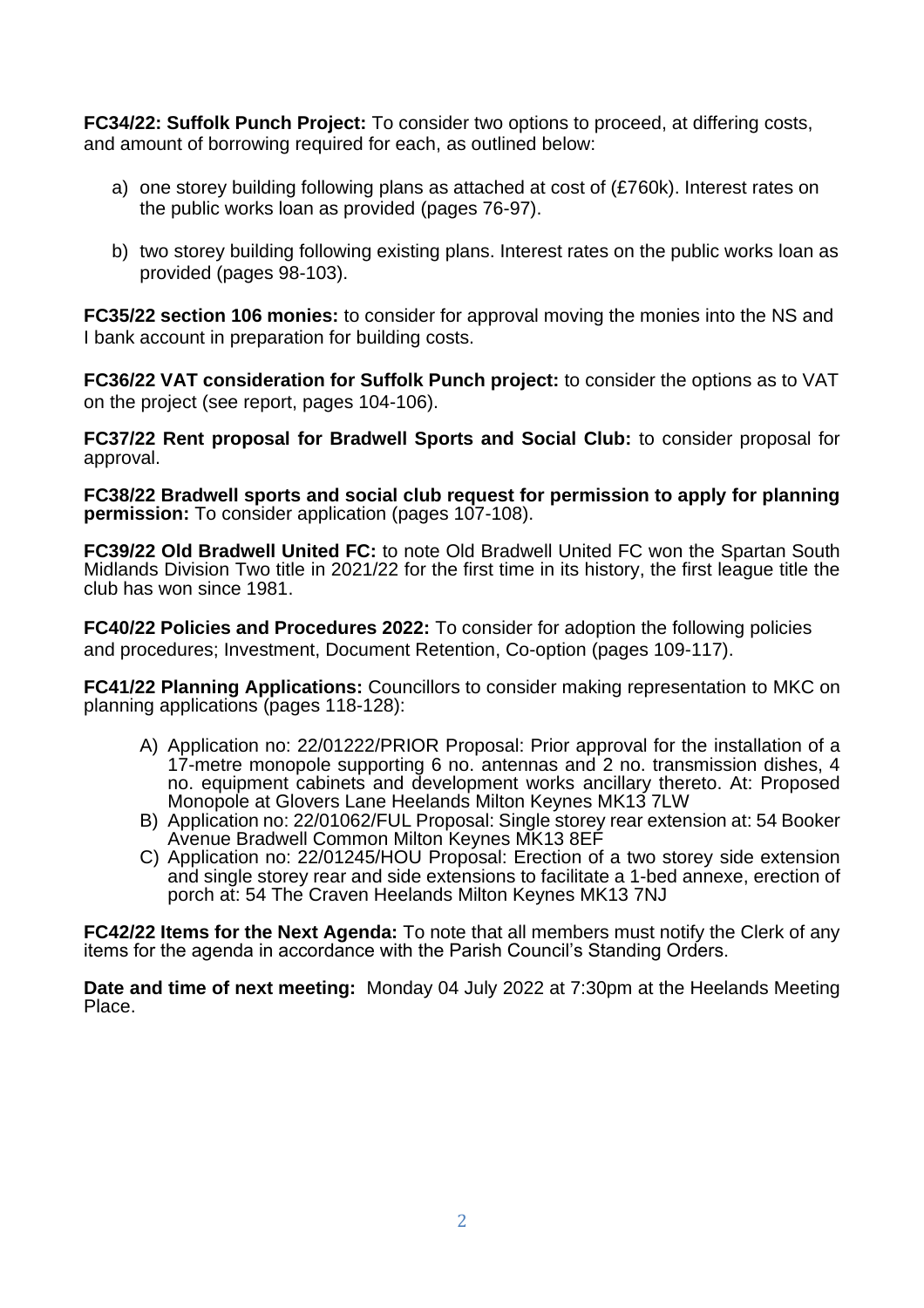**FC34/22: Suffolk Punch Project:** To consider two options to proceed, at differing costs, and amount of borrowing required for each, as outlined below:

a) one storey building following plans as attached at cost of (£760k). Interest rates on the public works loan as provided (pages 76-97).

b) two storey building following existing plans. Interest rates on the public works loan as provided (pages 98-103).

**FC35/22 section 106 monies:** to consider for approval moving the monies into the NS and I bank account in preparation for building costs.

**FC36/22 VAT consideration for Suffolk Punch project:** to consider the options as to VAT on the project (see report, pages 104-106).

**FC37/22 Rent proposal for Bradwell Sports and Social Club:** to consider proposal for approval.

**FC38/22 Bradwell sports and social club request for permission to apply for planning permission:** To consider application (pages 107-108).

**FC39/22 Old Bradwell United FC:** to note Old Bradwell United FC won the Spartan South Midlands Division Two title in 2021/22 for the first time in its history, the first league title the club has won since 1981.

**FC40/22 Policies and Procedures 2022:** To consider for adoption the following policies and procedures; Investment, Document Retention, Co-option (pages 109-117).

**FC41/22 Planning Applications:** Councillors to consider making representation to MKC on planning applications (pages 118-128):

A) Application no: 22/01222/PRIOR Proposal: Prior approval for the installation of a 17-metre monopole supporting 6 no. antennas and 2 no. transmission dishes, 4 no. equipment cabinets and development works ancillary thereto. At: Proposed Monopole at Glovers Lane Heelands Milton Keynes MK13 7LW
B) Application no: 22/01062/FUL Proposal: Single storey rear extension at: 54 Booker Avenue Bradwell Common Milton Keynes MK13 8EF
C) Application no: 22/01245/HOU Proposal: Erection of a two storey side extension and single storey rear and side extensions to facilitate a 1-bed annexe, erection of porch at: 54 The Craven Heelands Milton Keynes MK13 7NJ

**FC42/22 Items for the Next Agenda:** To note that all members must notify the Clerk of any items for the agenda in accordance with the Parish Council's Standing Orders.

**Date and time of next meeting:** Monday 04 July 2022 at 7:30pm at the Heelands Meeting Place.